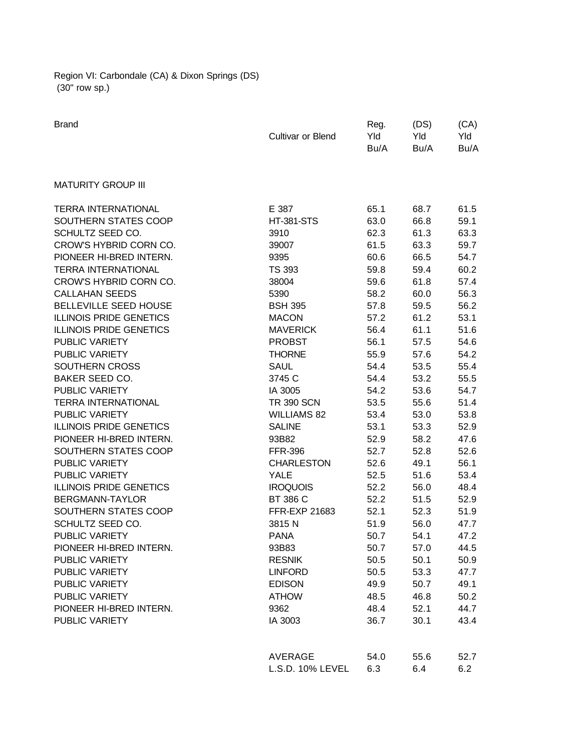Region VI: Carbondale (CA) & Dixon Springs (DS)
(30" row sp.)

| Brand | Cultivar or Blend | Reg. Yld Bu/A | (DS) Yld Bu/A | (CA) Yld Bu/A |
|---|---|---|---|---|
| MATURITY GROUP III | | | | |
| TERRA INTERNATIONAL | E 387 | 65.1 | 68.7 | 61.5 |
| SOUTHERN STATES COOP | HT-381-STS | 63.0 | 66.8 | 59.1 |
| SCHULTZ SEED CO. | 3910 | 62.3 | 61.3 | 63.3 |
| CROW'S HYBRID CORN CO. | 39007 | 61.5 | 63.3 | 59.7 |
| PIONEER HI-BRED INTERN. | 9395 | 60.6 | 66.5 | 54.7 |
| TERRA INTERNATIONAL | TS 393 | 59.8 | 59.4 | 60.2 |
| CROW'S HYBRID CORN CO. | 38004 | 59.6 | 61.8 | 57.4 |
| CALLAHAN SEEDS | 5390 | 58.2 | 60.0 | 56.3 |
| BELLEVILLE SEED HOUSE | BSH 395 | 57.8 | 59.5 | 56.2 |
| ILLINOIS PRIDE GENETICS | MACON | 57.2 | 61.2 | 53.1 |
| ILLINOIS PRIDE GENETICS | MAVERICK | 56.4 | 61.1 | 51.6 |
| PUBLIC VARIETY | PROBST | 56.1 | 57.5 | 54.6 |
| PUBLIC VARIETY | THORNE | 55.9 | 57.6 | 54.2 |
| SOUTHERN CROSS | SAUL | 54.4 | 53.5 | 55.4 |
| BAKER SEED CO. | 3745 C | 54.4 | 53.2 | 55.5 |
| PUBLIC VARIETY | IA 3005 | 54.2 | 53.6 | 54.7 |
| TERRA INTERNATIONAL | TR 390 SCN | 53.5 | 55.6 | 51.4 |
| PUBLIC VARIETY | WILLIAMS 82 | 53.4 | 53.0 | 53.8 |
| ILLINOIS PRIDE GENETICS | SALINE | 53.1 | 53.3 | 52.9 |
| PIONEER HI-BRED INTERN. | 93B82 | 52.9 | 58.2 | 47.6 |
| SOUTHERN STATES COOP | FFR-396 | 52.7 | 52.8 | 52.6 |
| PUBLIC VARIETY | CHARLESTON | 52.6 | 49.1 | 56.1 |
| PUBLIC VARIETY | YALE | 52.5 | 51.6 | 53.4 |
| ILLINOIS PRIDE GENETICS | IROQUOIS | 52.2 | 56.0 | 48.4 |
| BERGMANN-TAYLOR | BT 386 C | 52.2 | 51.5 | 52.9 |
| SOUTHERN STATES COOP | FFR-EXP 21683 | 52.1 | 52.3 | 51.9 |
| SCHULTZ SEED CO. | 3815 N | 51.9 | 56.0 | 47.7 |
| PUBLIC VARIETY | PANA | 50.7 | 54.1 | 47.2 |
| PIONEER HI-BRED INTERN. | 93B83 | 50.7 | 57.0 | 44.5 |
| PUBLIC VARIETY | RESNIK | 50.5 | 50.1 | 50.9 |
| PUBLIC VARIETY | LINFORD | 50.5 | 53.3 | 47.7 |
| PUBLIC VARIETY | EDISON | 49.9 | 50.7 | 49.1 |
| PUBLIC VARIETY | ATHOW | 48.5 | 46.8 | 50.2 |
| PIONEER HI-BRED INTERN. | 9362 | 48.4 | 52.1 | 44.7 |
| PUBLIC VARIETY | IA 3003 | 36.7 | 30.1 | 43.4 |
| | AVERAGE | 54.0 | 55.6 | 52.7 |
| | L.S.D. 10% LEVEL | 6.3 | 6.4 | 6.2 |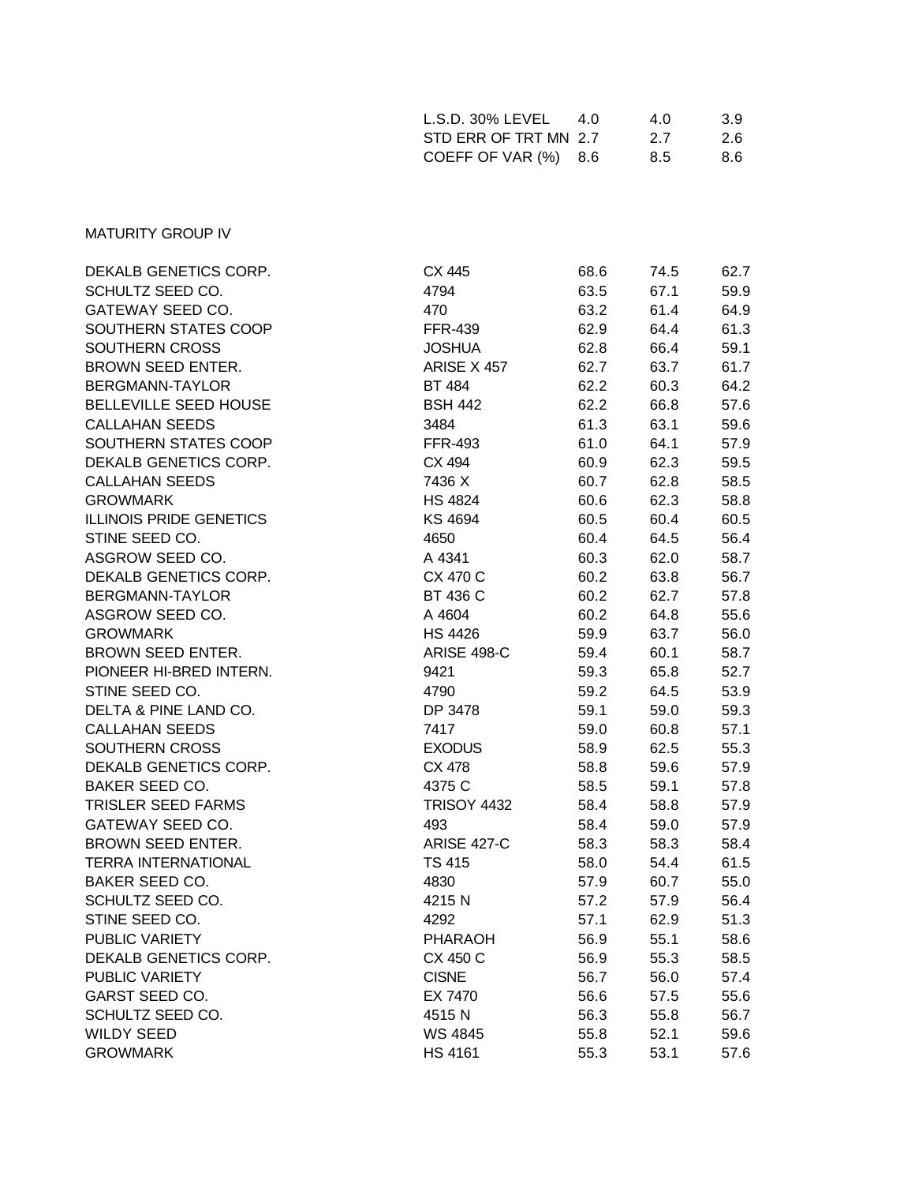| | L.S.D. 30% LEVEL | 4.0 | 4.0 | 3.9 |
|---|---|---|---|---|
| | STD ERR OF TRT MN | 2.7 | 2.7 | 2.6 |
| | COEFF OF VAR (%) | 8.6 | 8.5 | 8.6 |

MATURITY GROUP IV

| | | | | |
|---|---|---|---|---|
| DEKALB GENETICS CORP. | CX 445 | 68.6 | 74.5 | 62.7 |
| SCHULTZ SEED CO. | 4794 | 63.5 | 67.1 | 59.9 |
| GATEWAY SEED CO. | 470 | 63.2 | 61.4 | 64.9 |
| SOUTHERN STATES COOP | FFR-439 | 62.9 | 64.4 | 61.3 |
| SOUTHERN CROSS | JOSHUA | 62.8 | 66.4 | 59.1 |
| BROWN SEED ENTER. | ARISE X 457 | 62.7 | 63.7 | 61.7 |
| BERGMANN-TAYLOR | BT 484 | 62.2 | 60.3 | 64.2 |
| BELLEVILLE SEED HOUSE | BSH 442 | 62.2 | 66.8 | 57.6 |
| CALLAHAN SEEDS | 3484 | 61.3 | 63.1 | 59.6 |
| SOUTHERN STATES COOP | FFR-493 | 61.0 | 64.1 | 57.9 |
| DEKALB GENETICS CORP. | CX 494 | 60.9 | 62.3 | 59.5 |
| CALLAHAN SEEDS | 7436 X | 60.7 | 62.8 | 58.5 |
| GROWMARK | HS 4824 | 60.6 | 62.3 | 58.8 |
| ILLINOIS PRIDE GENETICS | KS 4694 | 60.5 | 60.4 | 60.5 |
| STINE SEED CO. | 4650 | 60.4 | 64.5 | 56.4 |
| ASGROW SEED CO. | A 4341 | 60.3 | 62.0 | 58.7 |
| DEKALB GENETICS CORP. | CX 470 C | 60.2 | 63.8 | 56.7 |
| BERGMANN-TAYLOR | BT 436 C | 60.2 | 62.7 | 57.8 |
| ASGROW SEED CO. | A 4604 | 60.2 | 64.8 | 55.6 |
| GROWMARK | HS 4426 | 59.9 | 63.7 | 56.0 |
| BROWN SEED ENTER. | ARISE 498-C | 59.4 | 60.1 | 58.7 |
| PIONEER HI-BRED INTERN. | 9421 | 59.3 | 65.8 | 52.7 |
| STINE SEED CO. | 4790 | 59.2 | 64.5 | 53.9 |
| DELTA & PINE LAND CO. | DP 3478 | 59.1 | 59.0 | 59.3 |
| CALLAHAN SEEDS | 7417 | 59.0 | 60.8 | 57.1 |
| SOUTHERN CROSS | EXODUS | 58.9 | 62.5 | 55.3 |
| DEKALB GENETICS CORP. | CX 478 | 58.8 | 59.6 | 57.9 |
| BAKER SEED CO. | 4375 C | 58.5 | 59.1 | 57.8 |
| TRISLER SEED FARMS | TRISOY 4432 | 58.4 | 58.8 | 57.9 |
| GATEWAY SEED CO. | 493 | 58.4 | 59.0 | 57.9 |
| BROWN SEED ENTER. | ARISE 427-C | 58.3 | 58.3 | 58.4 |
| TERRA INTERNATIONAL | TS 415 | 58.0 | 54.4 | 61.5 |
| BAKER SEED CO. | 4830 | 57.9 | 60.7 | 55.0 |
| SCHULTZ SEED CO. | 4215 N | 57.2 | 57.9 | 56.4 |
| STINE SEED CO. | 4292 | 57.1 | 62.9 | 51.3 |
| PUBLIC VARIETY | PHARAOH | 56.9 | 55.1 | 58.6 |
| DEKALB GENETICS CORP. | CX 450 C | 56.9 | 55.3 | 58.5 |
| PUBLIC VARIETY | CISNE | 56.7 | 56.0 | 57.4 |
| GARST SEED CO. | EX 7470 | 56.6 | 57.5 | 55.6 |
| SCHULTZ SEED CO. | 4515 N | 56.3 | 55.8 | 56.7 |
| WILDY SEED | WS 4845 | 55.8 | 52.1 | 59.6 |
| GROWMARK | HS 4161 | 55.3 | 53.1 | 57.6 |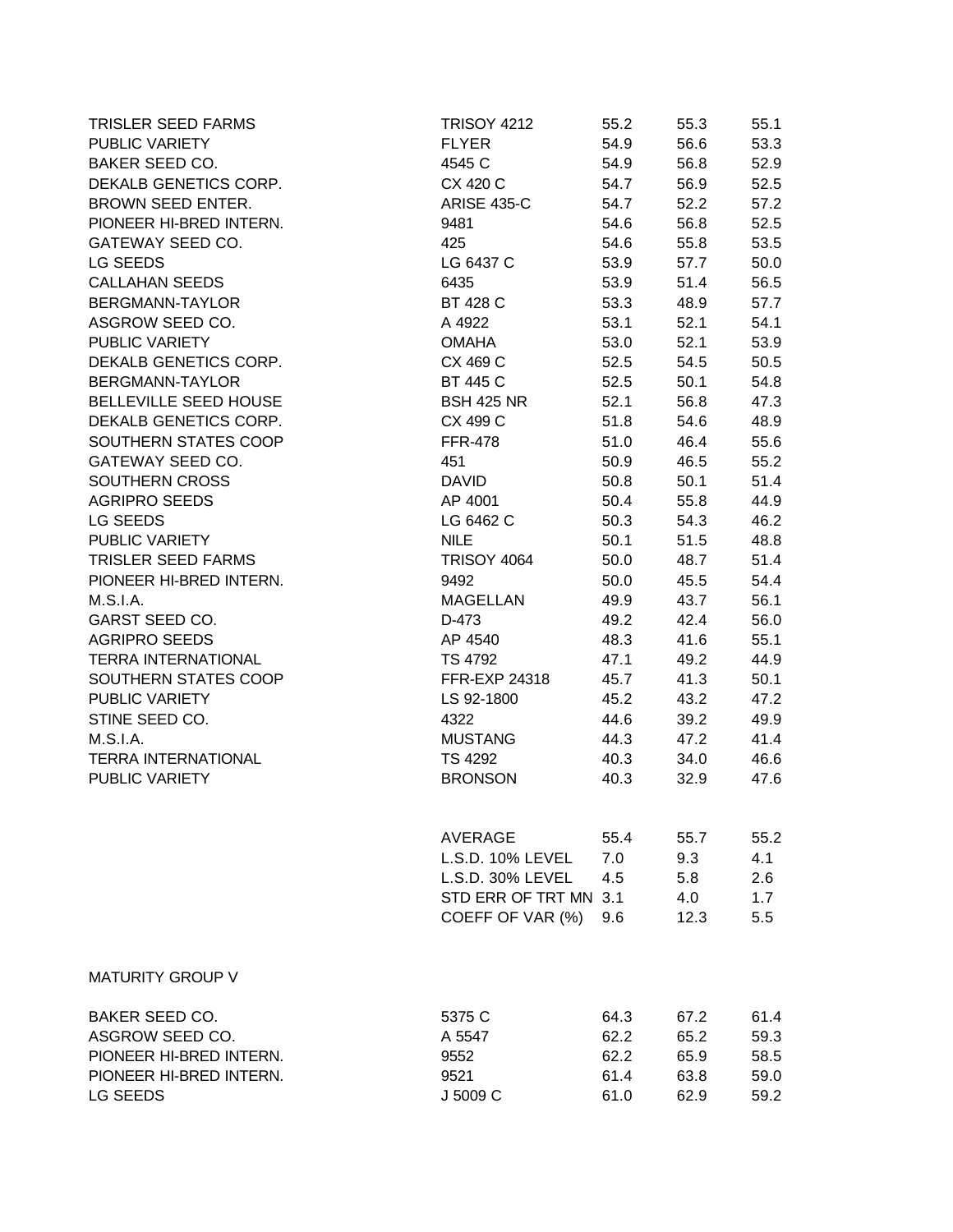| | | | | |
|---|---|---|---|---|
| TRISLER SEED FARMS | TRISOY 4212 | 55.2 | 55.3 | 55.1 |
| PUBLIC VARIETY | FLYER | 54.9 | 56.6 | 53.3 |
| BAKER SEED CO. | 4545 C | 54.9 | 56.8 | 52.9 |
| DEKALB GENETICS CORP. | CX 420 C | 54.7 | 56.9 | 52.5 |
| BROWN SEED ENTER. | ARISE 435-C | 54.7 | 52.2 | 57.2 |
| PIONEER HI-BRED INTERN. | 9481 | 54.6 | 56.8 | 52.5 |
| GATEWAY SEED CO. | 425 | 54.6 | 55.8 | 53.5 |
| LG SEEDS | LG 6437 C | 53.9 | 57.7 | 50.0 |
| CALLAHAN SEEDS | 6435 | 53.9 | 51.4 | 56.5 |
| BERGMANN-TAYLOR | BT 428 C | 53.3 | 48.9 | 57.7 |
| ASGROW SEED CO. | A 4922 | 53.1 | 52.1 | 54.1 |
| PUBLIC VARIETY | OMAHA | 53.0 | 52.1 | 53.9 |
| DEKALB GENETICS CORP. | CX 469 C | 52.5 | 54.5 | 50.5 |
| BERGMANN-TAYLOR | BT 445 C | 52.5 | 50.1 | 54.8 |
| BELLEVILLE SEED HOUSE | BSH 425 NR | 52.1 | 56.8 | 47.3 |
| DEKALB GENETICS CORP. | CX 499 C | 51.8 | 54.6 | 48.9 |
| SOUTHERN STATES COOP | FFR-478 | 51.0 | 46.4 | 55.6 |
| GATEWAY SEED CO. | 451 | 50.9 | 46.5 | 55.2 |
| SOUTHERN CROSS | DAVID | 50.8 | 50.1 | 51.4 |
| AGRIPRO SEEDS | AP 4001 | 50.4 | 55.8 | 44.9 |
| LG SEEDS | LG 6462 C | 50.3 | 54.3 | 46.2 |
| PUBLIC VARIETY | NILE | 50.1 | 51.5 | 48.8 |
| TRISLER SEED FARMS | TRISOY 4064 | 50.0 | 48.7 | 51.4 |
| PIONEER HI-BRED INTERN. | 9492 | 50.0 | 45.5 | 54.4 |
| M.S.I.A. | MAGELLAN | 49.9 | 43.7 | 56.1 |
| GARST SEED CO. | D-473 | 49.2 | 42.4 | 56.0 |
| AGRIPRO SEEDS | AP 4540 | 48.3 | 41.6 | 55.1 |
| TERRA INTERNATIONAL | TS 4792 | 47.1 | 49.2 | 44.9 |
| SOUTHERN STATES COOP | FFR-EXP 24318 | 45.7 | 41.3 | 50.1 |
| PUBLIC VARIETY | LS 92-1800 | 45.2 | 43.2 | 47.2 |
| STINE SEED CO. | 4322 | 44.6 | 39.2 | 49.9 |
| M.S.I.A. | MUSTANG | 44.3 | 47.2 | 41.4 |
| TERRA INTERNATIONAL | TS 4292 | 40.3 | 34.0 | 46.6 |
| PUBLIC VARIETY | BRONSON | 40.3 | 32.9 | 47.6 |
| | | | | |
| | AVERAGE | 55.4 | 55.7 | 55.2 |
| | L.S.D. 10% LEVEL | 7.0 | 9.3 | 4.1 |
| | L.S.D. 30% LEVEL | 4.5 | 5.8 | 2.6 |
| | STD ERR OF TRT MN | 3.1 | 4.0 | 1.7 |
| | COEFF OF VAR (%) | 9.6 | 12.3 | 5.5 |

MATURITY GROUP V

| | | | | |
|---|---|---|---|---|
| BAKER SEED CO. | 5375 C | 64.3 | 67.2 | 61.4 |
| ASGROW SEED CO. | A 5547 | 62.2 | 65.2 | 59.3 |
| PIONEER HI-BRED INTERN. | 9552 | 62.2 | 65.9 | 58.5 |
| PIONEER HI-BRED INTERN. | 9521 | 61.4 | 63.8 | 59.0 |
| LG SEEDS | J 5009 C | 61.0 | 62.9 | 59.2 |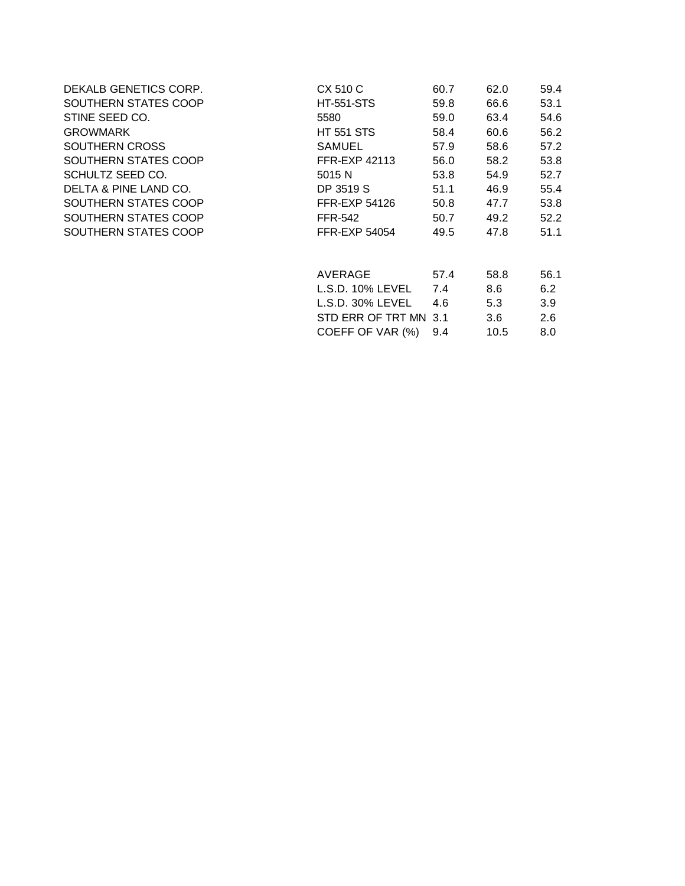| | | | | |
|---|---|---|---|---|
| DEKALB GENETICS CORP. | CX 510 C | 60.7 | 62.0 | 59.4 |
| SOUTHERN STATES COOP | HT-551-STS | 59.8 | 66.6 | 53.1 |
| STINE SEED CO. | 5580 | 59.0 | 63.4 | 54.6 |
| GROWMARK | HT 551 STS | 58.4 | 60.6 | 56.2 |
| SOUTHERN CROSS | SAMUEL | 57.9 | 58.6 | 57.2 |
| SOUTHERN STATES COOP | FFR-EXP 42113 | 56.0 | 58.2 | 53.8 |
| SCHULTZ SEED CO. | 5015 N | 53.8 | 54.9 | 52.7 |
| DELTA & PINE LAND CO. | DP 3519 S | 51.1 | 46.9 | 55.4 |
| SOUTHERN STATES COOP | FFR-EXP 54126 | 50.8 | 47.7 | 53.8 |
| SOUTHERN STATES COOP | FFR-542 | 50.7 | 49.2 | 52.2 |
| SOUTHERN STATES COOP | FFR-EXP 54054 | 49.5 | 47.8 | 51.1 |
| | | | | |
| | AVERAGE | 57.4 | 58.8 | 56.1 |
| | L.S.D. 10% LEVEL | 7.4 | 8.6 | 6.2 |
| | L.S.D. 30% LEVEL | 4.6 | 5.3 | 3.9 |
| | STD ERR OF TRT MN | 3.1 | 3.6 | 2.6 |
| | COEFF OF VAR (%) | 9.4 | 10.5 | 8.0 |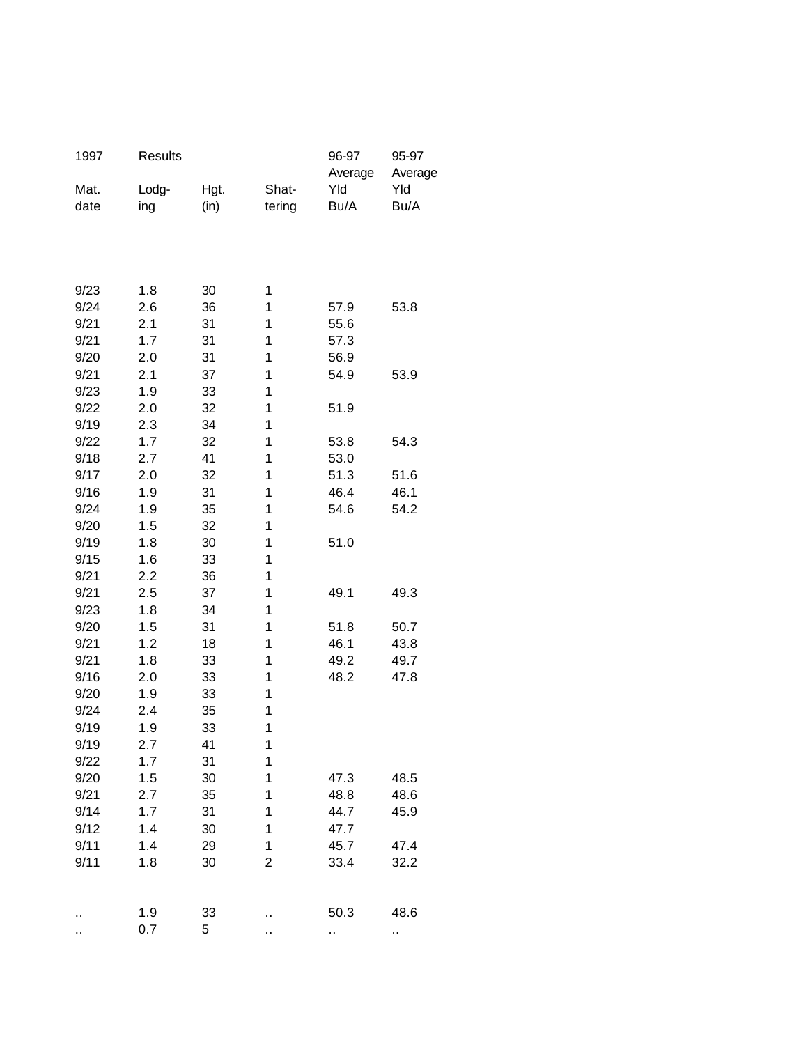| 1997 | Results | | | 96-97 Average | 95-97 Average |
|---|---|---|---|---|---|
| Mat. date | Lodg-ing | Hgt. (in) | Shat-tering | Yld Bu/A | Yld Bu/A |
| 9/23 | 1.8 | 30 | 1 | | |
| 9/24 | 2.6 | 36 | 1 | 57.9 | 53.8 |
| 9/21 | 2.1 | 31 | 1 | 55.6 | |
| 9/21 | 1.7 | 31 | 1 | 57.3 | |
| 9/20 | 2.0 | 31 | 1 | 56.9 | |
| 9/21 | 2.1 | 37 | 1 | 54.9 | 53.9 |
| 9/23 | 1.9 | 33 | 1 | | |
| 9/22 | 2.0 | 32 | 1 | 51.9 | |
| 9/19 | 2.3 | 34 | 1 | | |
| 9/22 | 1.7 | 32 | 1 | 53.8 | 54.3 |
| 9/18 | 2.7 | 41 | 1 | 53.0 | |
| 9/17 | 2.0 | 32 | 1 | 51.3 | 51.6 |
| 9/16 | 1.9 | 31 | 1 | 46.4 | 46.1 |
| 9/24 | 1.9 | 35 | 1 | 54.6 | 54.2 |
| 9/20 | 1.5 | 32 | 1 | | |
| 9/19 | 1.8 | 30 | 1 | 51.0 | |
| 9/15 | 1.6 | 33 | 1 | | |
| 9/21 | 2.2 | 36 | 1 | | |
| 9/21 | 2.5 | 37 | 1 | 49.1 | 49.3 |
| 9/23 | 1.8 | 34 | 1 | | |
| 9/20 | 1.5 | 31 | 1 | 51.8 | 50.7 |
| 9/21 | 1.2 | 18 | 1 | 46.1 | 43.8 |
| 9/21 | 1.8 | 33 | 1 | 49.2 | 49.7 |
| 9/16 | 2.0 | 33 | 1 | 48.2 | 47.8 |
| 9/20 | 1.9 | 33 | 1 | | |
| 9/24 | 2.4 | 35 | 1 | | |
| 9/19 | 1.9 | 33 | 1 | | |
| 9/19 | 2.7 | 41 | 1 | | |
| 9/22 | 1.7 | 31 | 1 | | |
| 9/20 | 1.5 | 30 | 1 | 47.3 | 48.5 |
| 9/21 | 2.7 | 35 | 1 | 48.8 | 48.6 |
| 9/14 | 1.7 | 31 | 1 | 44.7 | 45.9 |
| 9/12 | 1.4 | 30 | 1 | 47.7 | |
| 9/11 | 1.4 | 29 | 1 | 45.7 | 47.4 |
| 9/11 | 1.8 | 30 | 2 | 33.4 | 32.2 |
| .. | 1.9 | 33 | .. | 50.3 | 48.6 |
| .. | 0.7 | 5 | .. | .. | .. |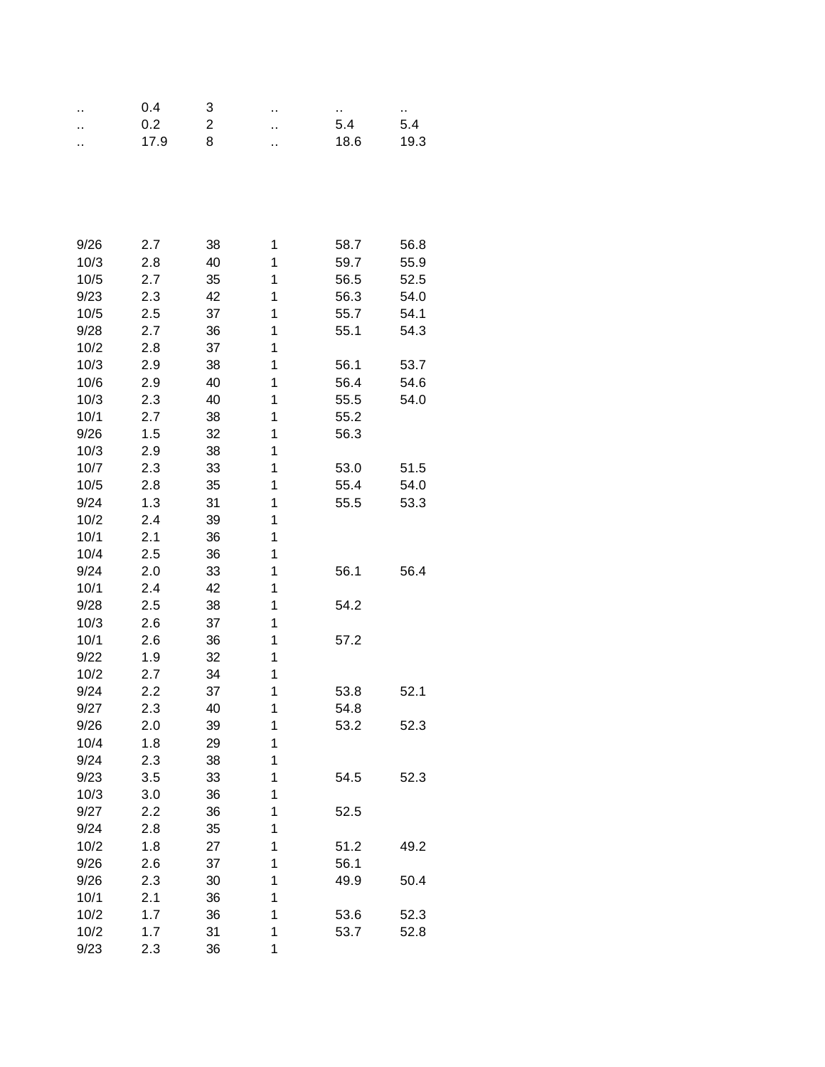| | | | | | |
|---|---|---|---|---|---|
| .. | 0.4 | 3 | .. | .. | .. |
| .. | 0.2 | 2 | .. | 5.4 | 5.4 |
| .. | 17.9 | 8 | .. | 18.6 | 19.3 |

| | | | | | |
|---|---|---|---|---|---|
| 9/26 | 2.7 | 38 | 1 | 58.7 | 56.8 |
| 10/3 | 2.8 | 40 | 1 | 59.7 | 55.9 |
| 10/5 | 2.7 | 35 | 1 | 56.5 | 52.5 |
| 9/23 | 2.3 | 42 | 1 | 56.3 | 54.0 |
| 10/5 | 2.5 | 37 | 1 | 55.7 | 54.1 |
| 9/28 | 2.7 | 36 | 1 | 55.1 | 54.3 |
| 10/2 | 2.8 | 37 | 1 | | |
| 10/3 | 2.9 | 38 | 1 | 56.1 | 53.7 |
| 10/6 | 2.9 | 40 | 1 | 56.4 | 54.6 |
| 10/3 | 2.3 | 40 | 1 | 55.5 | 54.0 |
| 10/1 | 2.7 | 38 | 1 | 55.2 | |
| 9/26 | 1.5 | 32 | 1 | 56.3 | |
| 10/3 | 2.9 | 38 | 1 | | |
| 10/7 | 2.3 | 33 | 1 | 53.0 | 51.5 |
| 10/5 | 2.8 | 35 | 1 | 55.4 | 54.0 |
| 9/24 | 1.3 | 31 | 1 | 55.5 | 53.3 |
| 10/2 | 2.4 | 39 | 1 | | |
| 10/1 | 2.1 | 36 | 1 | | |
| 10/4 | 2.5 | 36 | 1 | | |
| 9/24 | 2.0 | 33 | 1 | 56.1 | 56.4 |
| 10/1 | 2.4 | 42 | 1 | | |
| 9/28 | 2.5 | 38 | 1 | 54.2 | |
| 10/3 | 2.6 | 37 | 1 | | |
| 10/1 | 2.6 | 36 | 1 | 57.2 | |
| 9/22 | 1.9 | 32 | 1 | | |
| 10/2 | 2.7 | 34 | 1 | | |
| 9/24 | 2.2 | 37 | 1 | 53.8 | 52.1 |
| 9/27 | 2.3 | 40 | 1 | 54.8 | |
| 9/26 | 2.0 | 39 | 1 | 53.2 | 52.3 |
| 10/4 | 1.8 | 29 | 1 | | |
| 9/24 | 2.3 | 38 | 1 | | |
| 9/23 | 3.5 | 33 | 1 | 54.5 | 52.3 |
| 10/3 | 3.0 | 36 | 1 | | |
| 9/27 | 2.2 | 36 | 1 | 52.5 | |
| 9/24 | 2.8 | 35 | 1 | | |
| 10/2 | 1.8 | 27 | 1 | 51.2 | 49.2 |
| 9/26 | 2.6 | 37 | 1 | 56.1 | |
| 9/26 | 2.3 | 30 | 1 | 49.9 | 50.4 |
| 10/1 | 2.1 | 36 | 1 | | |
| 10/2 | 1.7 | 36 | 1 | 53.6 | 52.3 |
| 10/2 | 1.7 | 31 | 1 | 53.7 | 52.8 |
| 9/23 | 2.3 | 36 | 1 | | |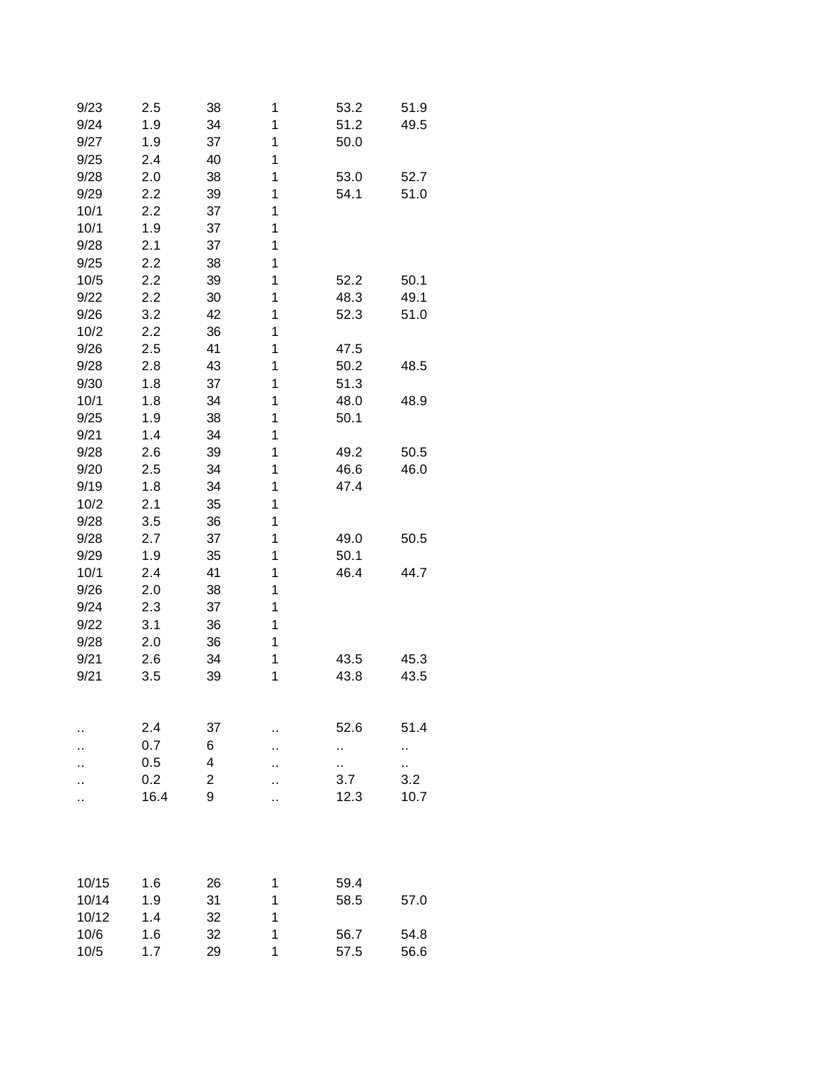| | | | | | |
|---|---|---|---|---|---|
| 9/23 | 2.5 | 38 | 1 | 53.2 | 51.9 |
| 9/24 | 1.9 | 34 | 1 | 51.2 | 49.5 |
| 9/27 | 1.9 | 37 | 1 | 50.0 | |
| 9/25 | 2.4 | 40 | 1 | | |
| 9/28 | 2.0 | 38 | 1 | 53.0 | 52.7 |
| 9/29 | 2.2 | 39 | 1 | 54.1 | 51.0 |
| 10/1 | 2.2 | 37 | 1 | | |
| 10/1 | 1.9 | 37 | 1 | | |
| 9/28 | 2.1 | 37 | 1 | | |
| 9/25 | 2.2 | 38 | 1 | | |
| 10/5 | 2.2 | 39 | 1 | 52.2 | 50.1 |
| 9/22 | 2.2 | 30 | 1 | 48.3 | 49.1 |
| 9/26 | 3.2 | 42 | 1 | 52.3 | 51.0 |
| 10/2 | 2.2 | 36 | 1 | | |
| 9/26 | 2.5 | 41 | 1 | 47.5 | |
| 9/28 | 2.8 | 43 | 1 | 50.2 | 48.5 |
| 9/30 | 1.8 | 37 | 1 | 51.3 | |
| 10/1 | 1.8 | 34 | 1 | 48.0 | 48.9 |
| 9/25 | 1.9 | 38 | 1 | 50.1 | |
| 9/21 | 1.4 | 34 | 1 | | |
| 9/28 | 2.6 | 39 | 1 | 49.2 | 50.5 |
| 9/20 | 2.5 | 34 | 1 | 46.6 | 46.0 |
| 9/19 | 1.8 | 34 | 1 | 47.4 | |
| 10/2 | 2.1 | 35 | 1 | | |
| 9/28 | 3.5 | 36 | 1 | | |
| 9/28 | 2.7 | 37 | 1 | 49.0 | 50.5 |
| 9/29 | 1.9 | 35 | 1 | 50.1 | |
| 10/1 | 2.4 | 41 | 1 | 46.4 | 44.7 |
| 9/26 | 2.0 | 38 | 1 | | |
| 9/24 | 2.3 | 37 | 1 | | |
| 9/22 | 3.1 | 36 | 1 | | |
| 9/28 | 2.0 | 36 | 1 | | |
| 9/21 | 2.6 | 34 | 1 | 43.5 | 45.3 |
| 9/21 | 3.5 | 39 | 1 | 43.8 | 43.5 |

| | | | | | |
|---|---|---|---|---|---|
| .. | 2.4 | 37 | .. | 52.6 | 51.4 |
| .. | 0.7 | 6 | .. | .. | .. |
| .. | 0.5 | 4 | .. | .. | .. |
| .. | 0.2 | 2 | .. | 3.7 | 3.2 |
| .. | 16.4 | 9 | .. | 12.3 | 10.7 |

| | | | | | |
|---|---|---|---|---|---|
| 10/15 | 1.6 | 26 | 1 | 59.4 | |
| 10/14 | 1.9 | 31 | 1 | 58.5 | 57.0 |
| 10/12 | 1.4 | 32 | 1 | | |
| 10/6 | 1.6 | 32 | 1 | 56.7 | 54.8 |
| 10/5 | 1.7 | 29 | 1 | 57.5 | 56.6 |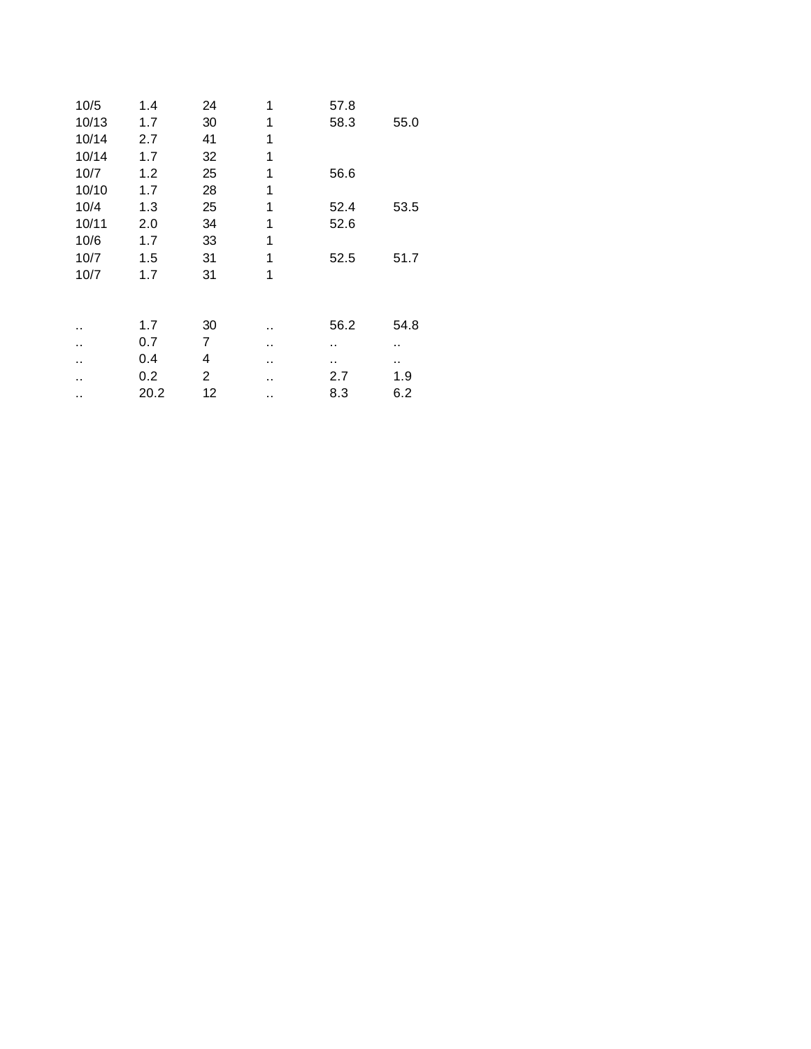| | | | | | |
|---|---|---|---|---|---|
| 10/5 | 1.4 | 24 | 1 | 57.8 | |
| 10/13 | 1.7 | 30 | 1 | 58.3 | 55.0 |
| 10/14 | 2.7 | 41 | 1 | | |
| 10/14 | 1.7 | 32 | 1 | | |
| 10/7 | 1.2 | 25 | 1 | 56.6 | |
| 10/10 | 1.7 | 28 | 1 | | |
| 10/4 | 1.3 | 25 | 1 | 52.4 | 53.5 |
| 10/11 | 2.0 | 34 | 1 | 52.6 | |
| 10/6 | 1.7 | 33 | 1 | | |
| 10/7 | 1.5 | 31 | 1 | 52.5 | 51.7 |
| 10/7 | 1.7 | 31 | 1 | | |
| | | | | | |
| .. | 1.7 | 30 | .. | 56.2 | 54.8 |
| .. | 0.7 | 7 | .. | .. | .. |
| .. | 0.4 | 4 | .. | .. | .. |
| .. | 0.2 | 2 | .. | 2.7 | 1.9 |
| .. | 20.2 | 12 | .. | 8.3 | 6.2 |